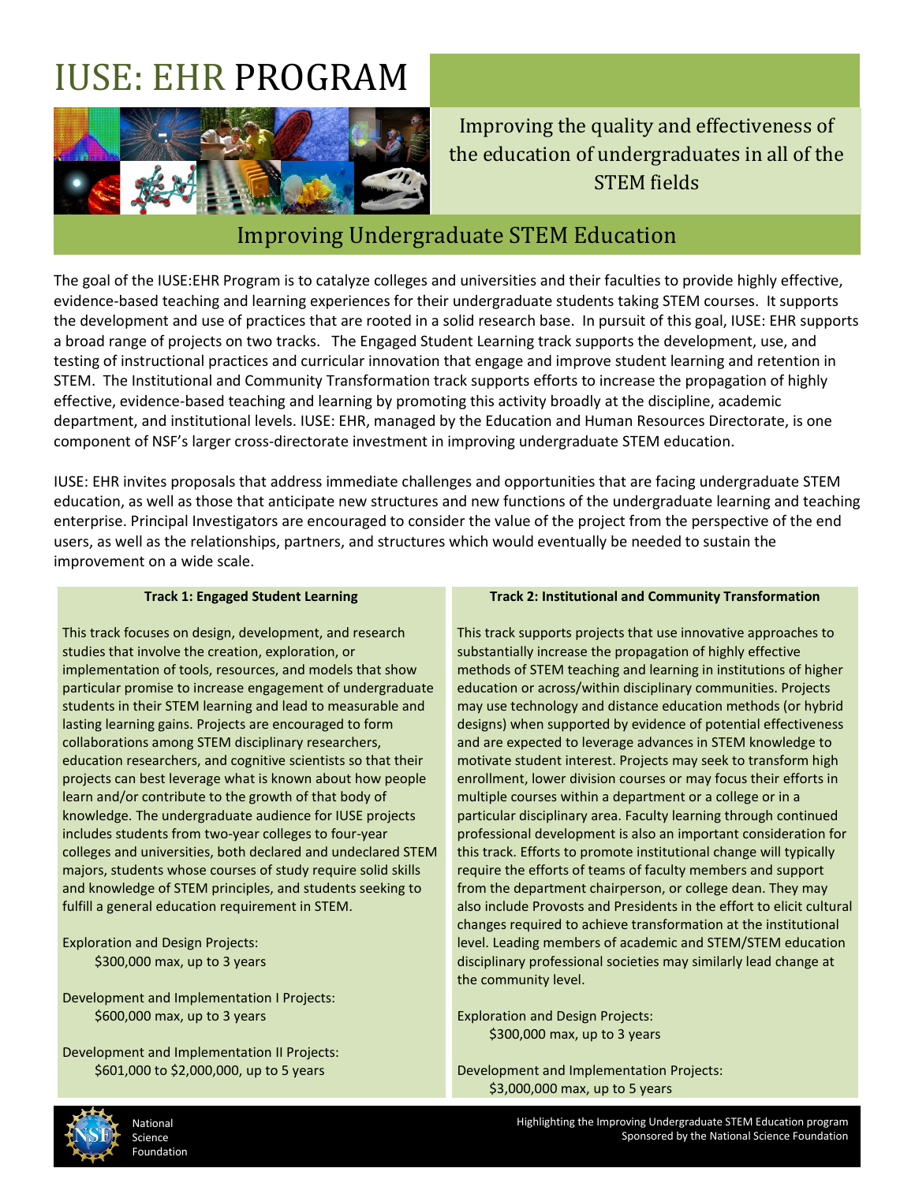# IUSE: EHR PROGRAM

Improving the quality and effectiveness of the education of undergraduates in all of the STEM fields

## Improving Undergraduate STEM Education

The goal of the IUSE:EHR Program is to catalyze colleges and universities and their faculties to provide highly effective, evidence-based teaching and learning experiences for their undergraduate students taking STEM courses. It supports the development and use of practices that are rooted in a solid research base. In pursuit of this goal, IUSE: EHR supports a broad range of projects on two tracks. The Engaged Student Learning track supports the development, use, and testing of instructional practices and curricular innovation that engage and improve student learning and retention in STEM. The Institutional and Community Transformation track supports efforts to increase the propagation of highly effective, evidence-based teaching and learning by promoting this activity broadly at the discipline, academic department, and institutional levels. IUSE: EHR, managed by the Education and Human Resources Directorate, is one component of NSF's larger cross-directorate investment in improving undergraduate STEM education.

IUSE: EHR invites proposals that address immediate challenges and opportunities that are facing undergraduate STEM education, as well as those that anticipate new structures and new functions of the undergraduate learning and teaching enterprise. Principal Investigators are encouraged to consider the value of the project from the perspective of the end users, as well as the relationships, partners, and structures which would eventually be needed to sustain the improvement on a wide scale.

**Track 1: Engaged Student Learning**

This track focuses on design, development, and research studies that involve the creation, exploration, or implementation of tools, resources, and models that show particular promise to increase engagement of undergraduate students in their STEM learning and lead to measurable and lasting learning gains. Projects are encouraged to form collaborations among STEM disciplinary researchers, education researchers, and cognitive scientists so that their projects can best leverage what is known about how people learn and/or contribute to the growth of that body of knowledge. The undergraduate audience for IUSE projects includes students from two-year colleges to four-year colleges and universities, both declared and undeclared STEM majors, students whose courses of study require solid skills and knowledge of STEM principles, and students seeking to fulfill a general education requirement in STEM.

Exploration and Design Projects:
$300,000 max, up to 3 years

Development and Implementation I Projects:
$600,000 max, up to 3 years

Development and Implementation II Projects:
$601,000 to $2,000,000, up to 5 years

**Track 2: Institutional and Community Transformation**

This track supports projects that use innovative approaches to substantially increase the propagation of highly effective methods of STEM teaching and learning in institutions of higher education or across/within disciplinary communities. Projects may use technology and distance education methods (or hybrid designs) when supported by evidence of potential effectiveness and are expected to leverage advances in STEM knowledge to motivate student interest. Projects may seek to transform high enrollment, lower division courses or may focus their efforts in multiple courses within a department or a college or in a particular disciplinary area. Faculty learning through continued professional development is also an important consideration for this track. Efforts to promote institutional change will typically require the efforts of teams of faculty members and support from the department chairperson, or college dean. They may also include Provosts and Presidents in the effort to elicit cultural changes required to achieve transformation at the institutional level. Leading members of academic and STEM/STEM education disciplinary professional societies may similarly lead change at the community level.

Exploration and Design Projects:
$300,000 max, up to 3 years

Development and Implementation Projects:
$3,000,000 max, up to 5 years

National Science Foundation

Highlighting the Improving Undergraduate STEM Education program
Sponsored by the National Science Foundation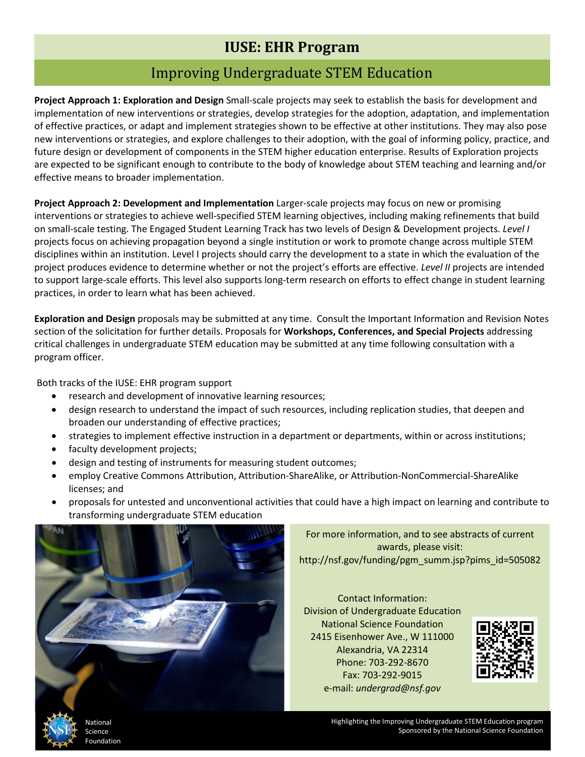# IUSE: EHR Program

## Improving Undergraduate STEM Education

**Project Approach 1: Exploration and Design** Small-scale projects may seek to establish the basis for development and implementation of new interventions or strategies, develop strategies for the adoption, adaptation, and implementation of effective practices, or adapt and implement strategies shown to be effective at other institutions. They may also pose new interventions or strategies, and explore challenges to their adoption, with the goal of informing policy, practice, and future design or development of components in the STEM higher education enterprise. Results of Exploration projects are expected to be significant enough to contribute to the body of knowledge about STEM teaching and learning and/or effective means to broader implementation.

**Project Approach 2: Development and Implementation** Larger-scale projects may focus on new or promising interventions or strategies to achieve well-specified STEM learning objectives, including making refinements that build on small-scale testing. The Engaged Student Learning Track has two levels of Design & Development projects. *Level I* projects focus on achieving propagation beyond a single institution or work to promote change across multiple STEM disciplines within an institution. Level I projects should carry the development to a state in which the evaluation of the project produces evidence to determine whether or not the project's efforts are effective. *Level II* projects are intended to support large-scale efforts. This level also supports long-term research on efforts to effect change in student learning practices, in order to learn what has been achieved.

**Exploration and Design** proposals may be submitted at any time. Consult the Important Information and Revision Notes section of the solicitation for further details. Proposals for **Workshops, Conferences, and Special Projects** addressing critical challenges in undergraduate STEM education may be submitted at any time following consultation with a program officer.

Both tracks of the IUSE: EHR program support

- research and development of innovative learning resources;
- design research to understand the impact of such resources, including replication studies, that deepen and broaden our understanding of effective practices;
- strategies to implement effective instruction in a department or departments, within or across institutions;
- faculty development projects;
- design and testing of instruments for measuring student outcomes;
- employ Creative Commons Attribution, Attribution-ShareAlike, or Attribution-NonCommercial-ShareAlike licenses; and
- proposals for untested and unconventional activities that could have a high impact on learning and contribute to transforming undergraduate STEM education

For more information, and to see abstracts of current awards, please visit: http://nsf.gov/funding/pgm_summ.jsp?pims_id=505082

Contact Information:
Division of Undergraduate Education
National Science Foundation
2415 Eisenhower Ave., W 111000
Alexandria, VA 22314
Phone: 703-292-8670
Fax: 703-292-9015
e-mail: *undergrad@nsf.gov*

National Science Foundation

Highlighting the Improving Undergraduate STEM Education program
Sponsored by the National Science Foundation